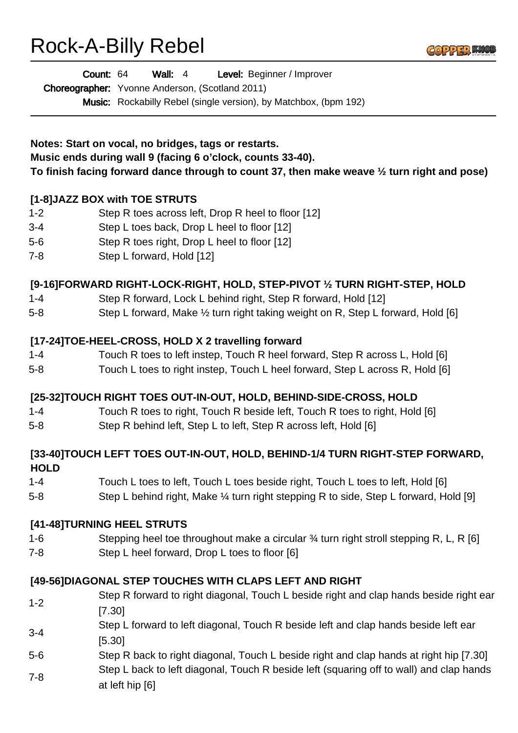# Rock-A-Billy Rebel

**Count:** 64 **Wall:** 4 **Level:** Beginner / Improver

**Choreographer:** Yvonne Anderson, (Scotland 2011)

**Music:** Rockabilly Rebel (single version), by Matchbox, (bpm 192)

---

**Notes: Start on vocal, no bridges, tags or restarts.**
**Music ends during wall 9 (facing 6 o'clock, counts 33-40).**
**To finish facing forward dance through to count 37, then make weave ½ turn right and pose)**

**[1-8]JAZZ BOX with TOE STRUTS**

| | |
|---|---|
| 1-2 | Step R toes across left, Drop R heel to floor [12] |
| 3-4 | Step L toes back, Drop L heel to floor [12] |
| 5-6 | Step R toes right, Drop L heel to floor [12] |
| 7-8 | Step L forward, Hold [12] |

**[9-16]FORWARD RIGHT-LOCK-RIGHT, HOLD, STEP-PIVOT ½ TURN RIGHT-STEP, HOLD**

| | |
|---|---|
| 1-4 | Step R forward, Lock L behind right, Step R forward, Hold [12] |
| 5-8 | Step L forward, Make ½ turn right taking weight on R, Step L forward, Hold [6] |

**[17-24]TOE-HEEL-CROSS, HOLD X 2 travelling forward**

| | |
|---|---|
| 1-4 | Touch R toes to left instep, Touch R heel forward, Step R across L, Hold [6] |
| 5-8 | Touch L toes to right instep, Touch L heel forward, Step L across R, Hold [6] |

**[25-32]TOUCH RIGHT TOES OUT-IN-OUT, HOLD, BEHIND-SIDE-CROSS, HOLD**

| | |
|---|---|
| 1-4 | Touch R toes to right, Touch R beside left, Touch R toes to right, Hold [6] |
| 5-8 | Step R behind left, Step L to left, Step R across left, Hold [6] |

**[33-40]TOUCH LEFT TOES OUT-IN-OUT, HOLD, BEHIND-1/4 TURN RIGHT-STEP FORWARD, HOLD**

| | |
|---|---|
| 1-4 | Touch L toes to left, Touch L toes beside right, Touch L toes to left, Hold [6] |
| 5-8 | Step L behind right, Make ¼ turn right stepping R to side, Step L forward, Hold [9] |

**[41-48]TURNING HEEL STRUTS**

| | |
|---|---|
| 1-6 | Stepping heel toe throughout make a circular ¾ turn right stroll stepping R, L, R [6] |
| 7-8 | Step L heel forward, Drop L toes to floor [6] |

**[49-56]DIAGONAL STEP TOUCHES WITH CLAPS LEFT AND RIGHT**

| | |
|---|---|
| 1-2 | Step R forward to right diagonal, Touch L beside right and clap hands beside right ear [7.30] |
| 3-4 | Step L forward to left diagonal, Touch R beside left and clap hands beside left ear [5.30] |
| 5-6 | Step R back to right diagonal, Touch L beside right and clap hands at right hip [7.30] |
| 7-8 | Step L back to left diagonal, Touch R beside left (squaring off to wall) and clap hands at left hip [6] |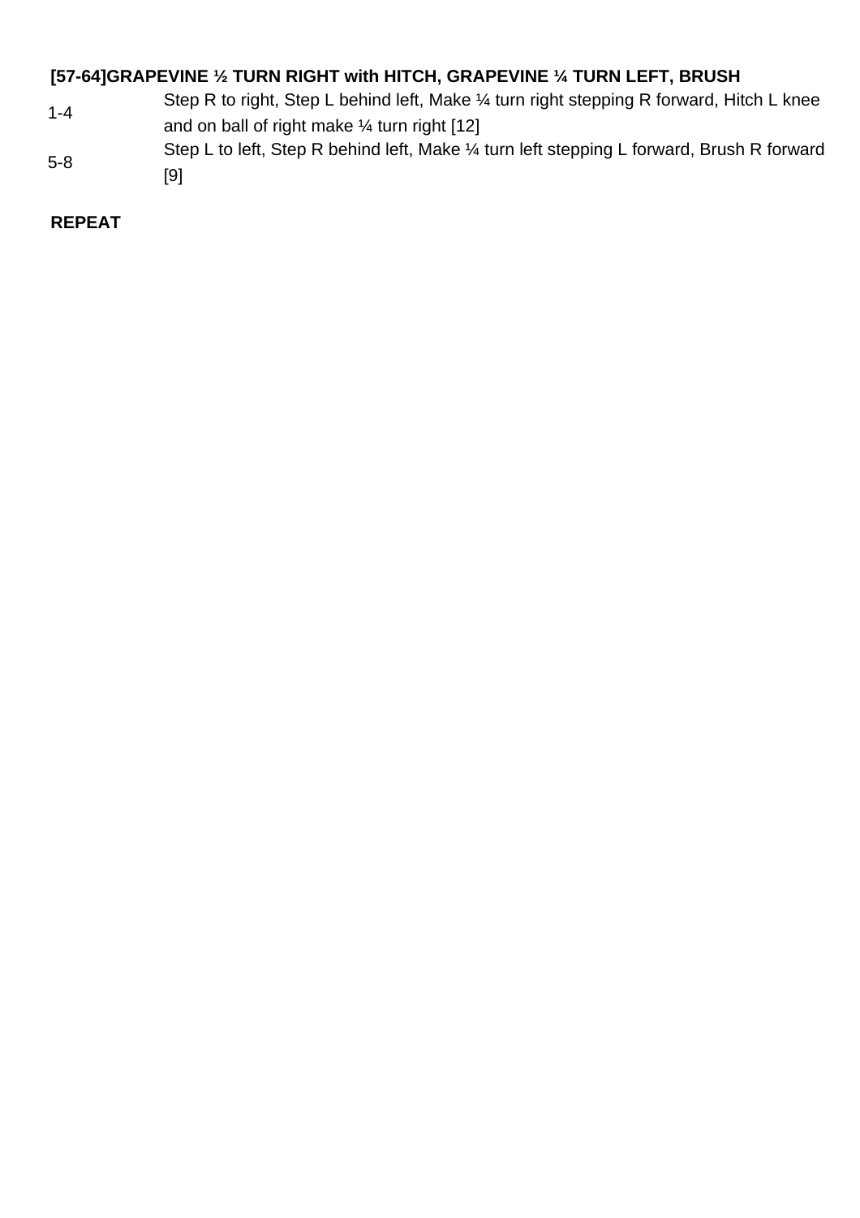**[57-64]GRAPEVINE ½ TURN RIGHT with HITCH, GRAPEVINE ¼ TURN LEFT, BRUSH**

| | |
|---|---|
| 1-4 | Step R to right, Step L behind left, Make ¼ turn right stepping R forward, Hitch L knee and on ball of right make ¼ turn right [12] |
| 5-8 | Step L to left, Step R behind left, Make ¼ turn left stepping L forward, Brush R forward [9] |

**REPEAT**